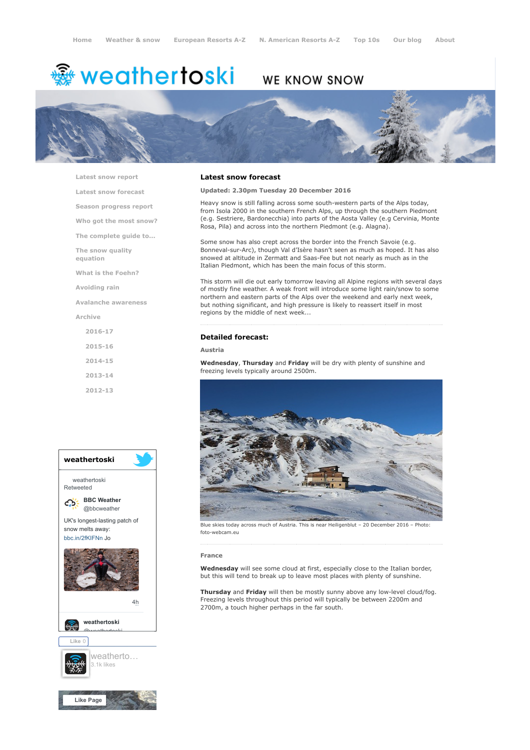Home | Weather & snow | European Resorts A-Z | N. American Resorts A-Z | Top 10s | Our blog | About

# weathertoski

WE KNOW SNOW

- Latest snow report
- Latest snow forecast
- Season progress report
- Who got the most snow?
- The complete guide to...
- The snow quality equation
- What is the Foehn?
- Avoiding rain
- Avalanche awareness
- Archive
  - 2016-17
  - 2015-16
  - 2014-15
  - 2013-14
  - 2012-13

## Latest snow forecast

**Updated: 2.30pm Tuesday 20 December 2016**

Heavy snow is still falling across some south-western parts of the Alps today, from Isola 2000 in the southern French Alps, up through the southern Piedmont (e.g. Sestriere, Bardonecchia) into parts of the Aosta Valley (e.g Cervinia, Monte Rosa, Pila) and across into the northern Piedmont (e.g. Alagna).

Some snow has also crept across the border into the French Savoie (e.g. Bonneval-sur-Arc), though Val d'Isère hasn't seen as much as hoped. It has also snowed at altitude in Zermatt and Saas-Fee but not nearly as much as in the Italian Piedmont, which has been the main focus of this storm.

This storm will die out early tomorrow leaving all Alpine regions with several days of mostly fine weather. A weak front will introduce some light rain/snow to some northern and eastern parts of the Alps over the weekend and early next week, but nothing significant, and high pressure is likely to reassert itself in most regions by the middle of next week...

## Detailed forecast:

### Austria

**Wednesday**, **Thursday** and **Friday** will be dry with plenty of sunshine and freezing levels typically around 2500m.

Blue skies today across much of Austria. This is near Heiligenblut – 20 December 2016 – Photo: foto-webcam.eu

### France

**Wednesday** will see some cloud at first, especially close to the Italian border, but this will tend to break up to leave most places with plenty of sunshine.

**Thursday** and **Friday** will then be mostly sunny above any low-level cloud/fog. Freezing levels throughout this period will typically be between 2200m and 2700m, a touch higher perhaps in the far south.

**weathertoski**

weathertoski Retweeted

BBC Weather @bbcweather

UK's longest-lasting patch of snow melts away: bbc.in/2fKIFNn Jo

4h

weathertoski @weathertoski

Like 0

weatherto... 3.1k likes

Like Page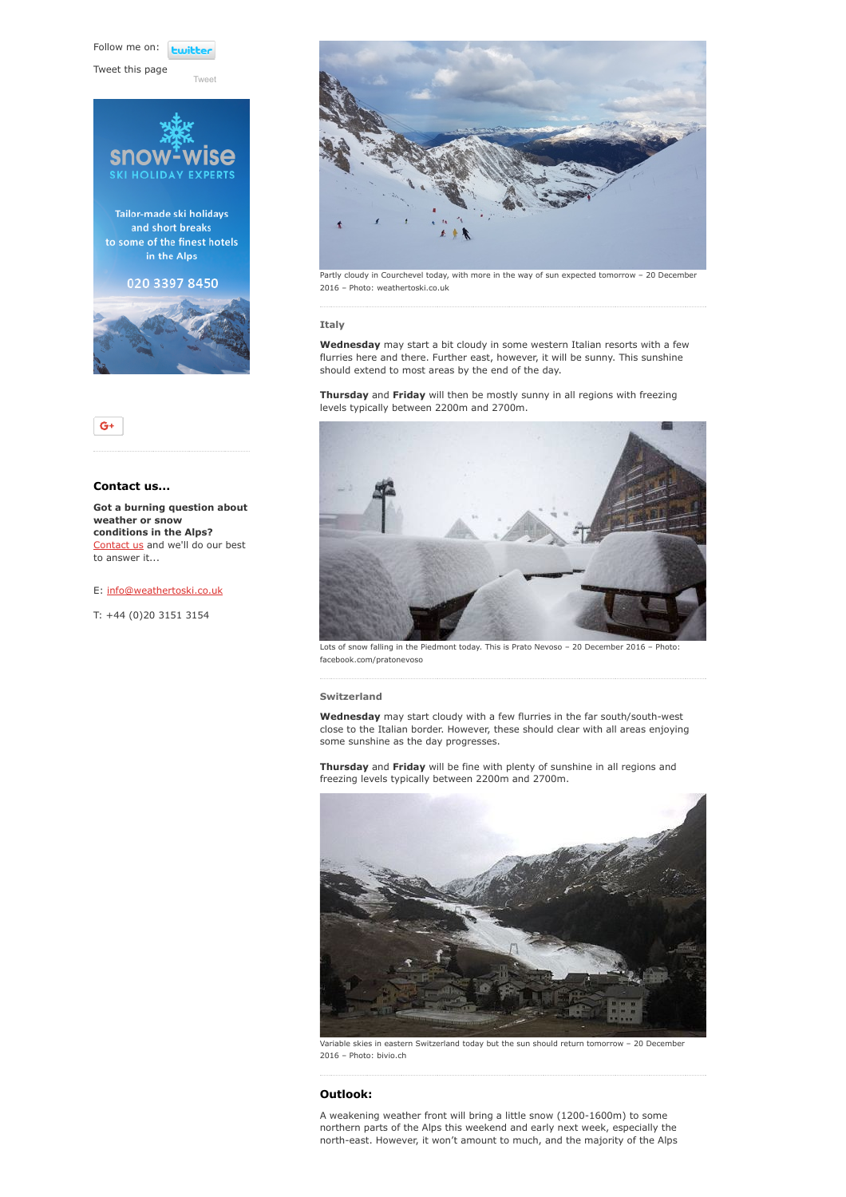Follow me on: twitter

Tweet this page

Tweet

snow-wise
SKI HOLIDAY EXPERTS

Tailor-made ski holidays and short breaks to some of the finest hotels in the Alps

020 3397 8450

G+

### Contact us...

**Got a burning question about weather or snow conditions in the Alps?**
Contact us and we'll do our best to answer it...

E: info@weathertoski.co.uk

T: +44 (0)20 3151 3154

Partly cloudy in Courchevel today, with more in the way of sun expected tomorrow – 20 December 2016 – Photo: weathertoski.co.uk

### Italy

**Wednesday** may start a bit cloudy in some western Italian resorts with a few flurries here and there. Further east, however, it will be sunny. This sunshine should extend to most areas by the end of the day.

**Thursday** and **Friday** will then be mostly sunny in all regions with freezing levels typically between 2200m and 2700m.

Lots of snow falling in the Piedmont today. This is Prato Nevoso – 20 December 2016 – Photo: facebook.com/pratonevoso

### Switzerland

**Wednesday** may start cloudy with a few flurries in the far south/south-west close to the Italian border. However, these should clear with all areas enjoying some sunshine as the day progresses.

**Thursday** and **Friday** will be fine with plenty of sunshine in all regions and freezing levels typically between 2200m and 2700m.

Variable skies in eastern Switzerland today but the sun should return tomorrow – 20 December 2016 – Photo: bivio.ch

## Outlook:

A weakening weather front will bring a little snow (1200-1600m) to some northern parts of the Alps this weekend and early next week, especially the north-east. However, it won't amount to much, and the majority of the Alps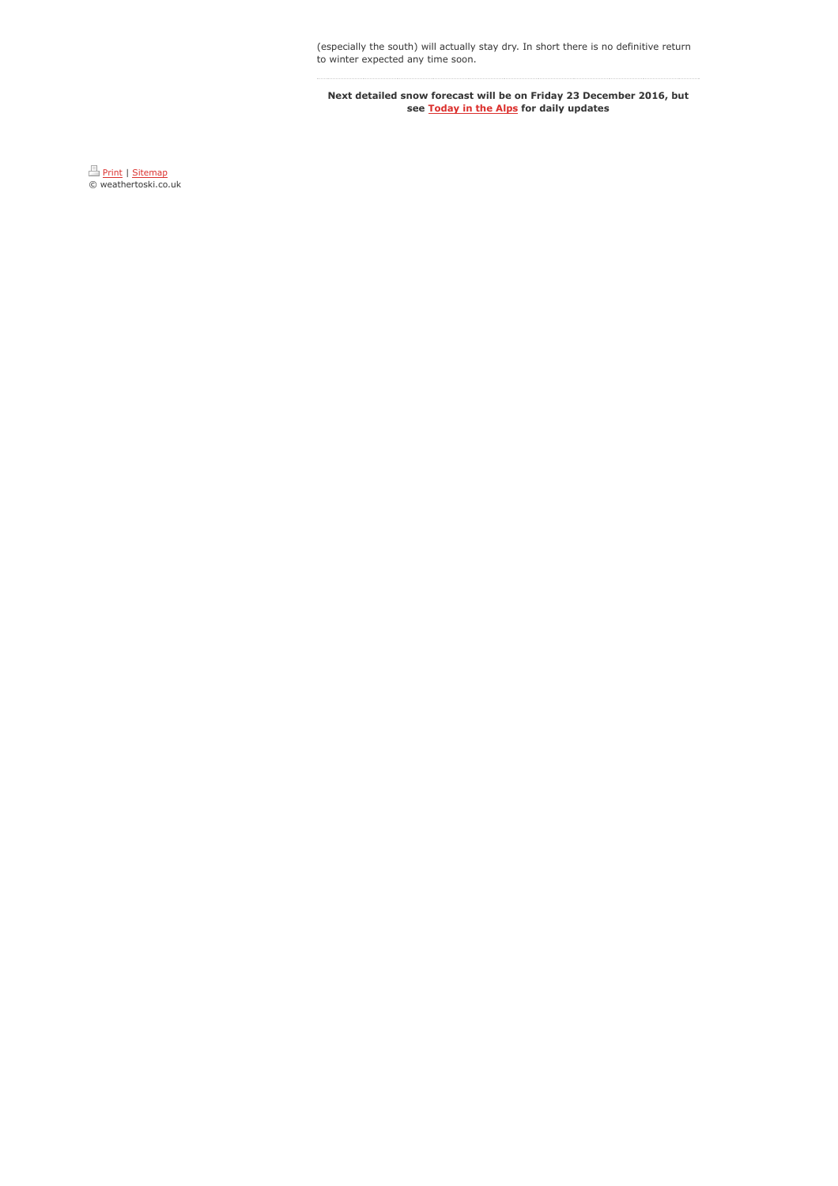(especially the south) will actually stay dry. In short there is no definitive return to winter expected any time soon.

---

**Next detailed snow forecast will be on Friday 23 December 2016, but see Today in the Alps for daily updates**

Print | Sitemap
© weathertoski.co.uk